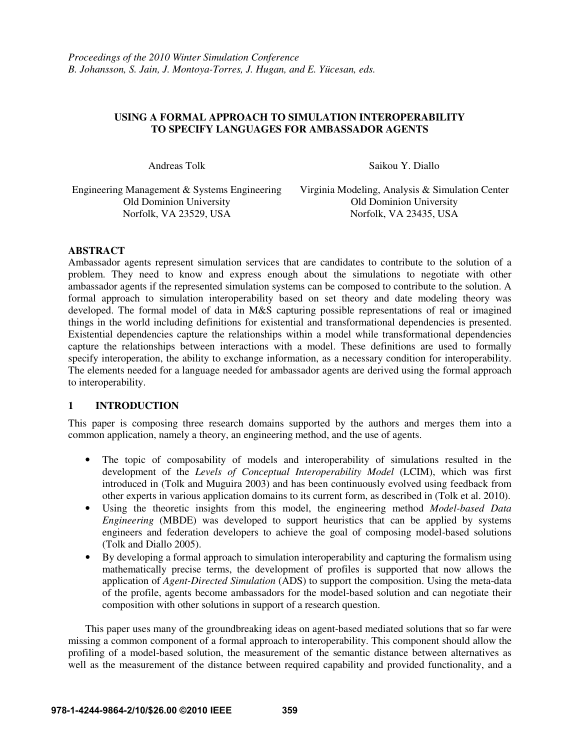Proceedings of the 2010 Winter Simulation Conference
B. Johansson, S. Jain, J. Montoya-Torres, J. Hugan, and E. Yücesan, eds.

# USING A FORMAL APPROACH TO SIMULATION INTEROPERABILITY TO SPECIFY LANGUAGES FOR AMBASSADOR AGENTS

Andreas Tolk

Engineering Management & Systems Engineering
Old Dominion University
Norfolk, VA 23529, USA

Saikou Y. Diallo

Virginia Modeling, Analysis & Simulation Center
Old Dominion University
Norfolk, VA 23435, USA

## ABSTRACT

Ambassador agents represent simulation services that are candidates to contribute to the solution of a problem. They need to know and express enough about the simulations to negotiate with other ambassador agents if the represented simulation systems can be composed to contribute to the solution. A formal approach to simulation interoperability based on set theory and date modeling theory was developed. The formal model of data in M&S capturing possible representations of real or imagined things in the world including definitions for existential and transformational dependencies is presented. Existential dependencies capture the relationships within a model while transformational dependencies capture the relationships between interactions with a model. These definitions are used to formally specify interoperation, the ability to exchange information, as a necessary condition for interoperability. The elements needed for a language needed for ambassador agents are derived using the formal approach to interoperability.

## 1 INTRODUCTION

This paper is composing three research domains supported by the authors and merges them into a common application, namely a theory, an engineering method, and the use of agents.

- The topic of composability of models and interoperability of simulations resulted in the development of the *Levels of Conceptual Interoperability Model* (LCIM), which was first introduced in (Tolk and Muguira 2003) and has been continuously evolved using feedback from other experts in various application domains to its current form, as described in (Tolk et al. 2010).
- Using the theoretic insights from this model, the engineering method *Model-based Data Engineering* (MBDE) was developed to support heuristics that can be applied by systems engineers and federation developers to achieve the goal of composing model-based solutions (Tolk and Diallo 2005).
- By developing a formal approach to simulation interoperability and capturing the formalism using mathematically precise terms, the development of profiles is supported that now allows the application of *Agent-Directed Simulation* (ADS) to support the composition. Using the meta-data of the profile, agents become ambassadors for the model-based solution and can negotiate their composition with other solutions in support of a research question.

This paper uses many of the groundbreaking ideas on agent-based mediated solutions that so far were missing a common component of a formal approach to interoperability. This component should allow the profiling of a model-based solution, the measurement of the semantic distance between alternatives as well as the measurement of the distance between required capability and provided functionality, and a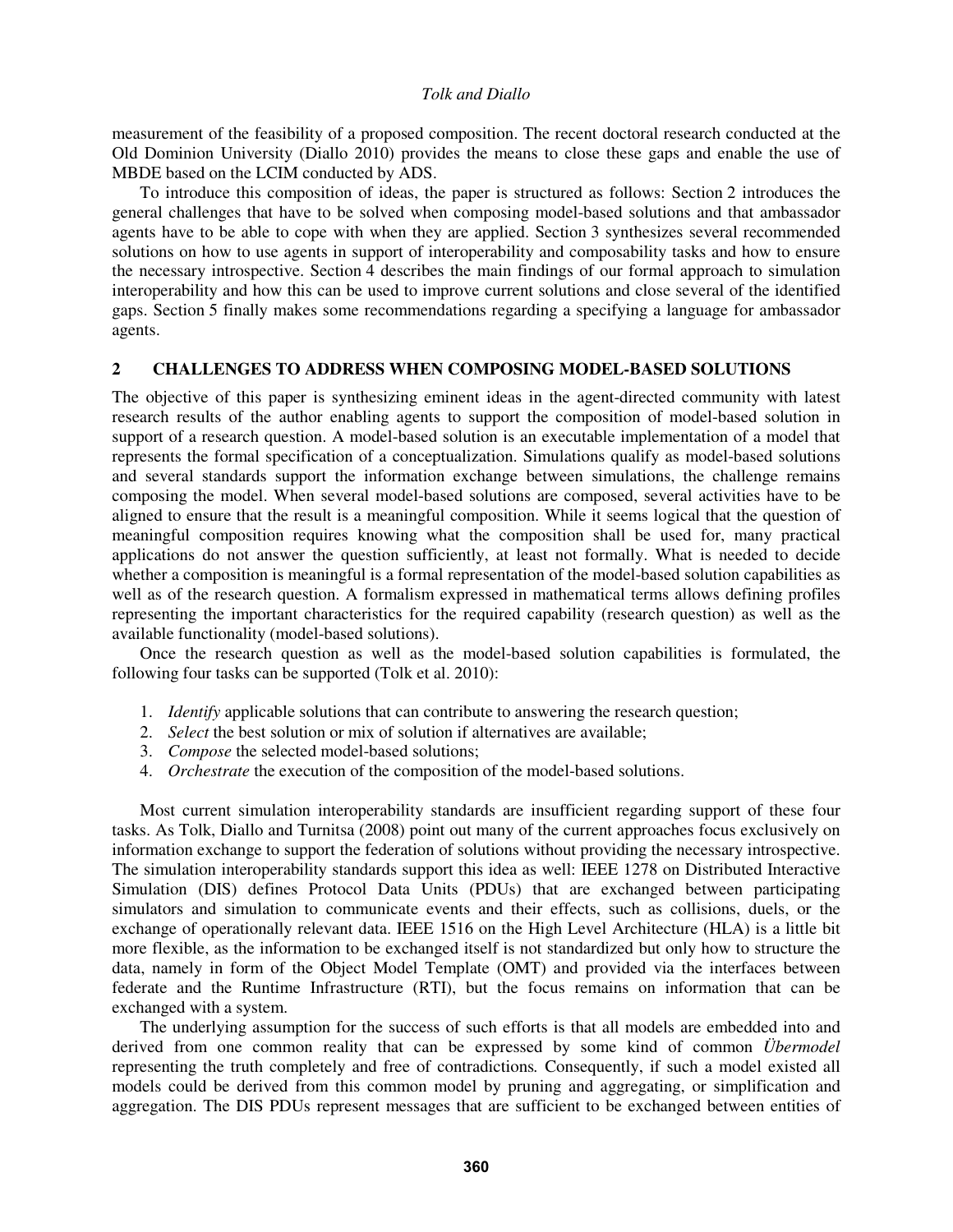measurement of the feasibility of a proposed composition. The recent doctoral research conducted at the Old Dominion University (Diallo 2010) provides the means to close these gaps and enable the use of MBDE based on the LCIM conducted by ADS.

To introduce this composition of ideas, the paper is structured as follows: Section 2 introduces the general challenges that have to be solved when composing model-based solutions and that ambassador agents have to be able to cope with when they are applied. Section 3 synthesizes several recommended solutions on how to use agents in support of interoperability and composability tasks and how to ensure the necessary introspective. Section 4 describes the main findings of our formal approach to simulation interoperability and how this can be used to improve current solutions and close several of the identified gaps. Section 5 finally makes some recommendations regarding a specifying a language for ambassador agents.

## 2 CHALLENGES TO ADDRESS WHEN COMPOSING MODEL-BASED SOLUTIONS

The objective of this paper is synthesizing eminent ideas in the agent-directed community with latest research results of the author enabling agents to support the composition of model-based solution in support of a research question. A model-based solution is an executable implementation of a model that represents the formal specification of a conceptualization. Simulations qualify as model-based solutions and several standards support the information exchange between simulations, the challenge remains composing the model. When several model-based solutions are composed, several activities have to be aligned to ensure that the result is a meaningful composition. While it seems logical that the question of meaningful composition requires knowing what the composition shall be used for, many practical applications do not answer the question sufficiently, at least not formally. What is needed to decide whether a composition is meaningful is a formal representation of the model-based solution capabilities as well as of the research question. A formalism expressed in mathematical terms allows defining profiles representing the important characteristics for the required capability (research question) as well as the available functionality (model-based solutions).

Once the research question as well as the model-based solution capabilities is formulated, the following four tasks can be supported (Tolk et al. 2010):

1. *Identify* applicable solutions that can contribute to answering the research question;
2. *Select* the best solution or mix of solution if alternatives are available;
3. *Compose* the selected model-based solutions;
4. *Orchestrate* the execution of the composition of the model-based solutions.

Most current simulation interoperability standards are insufficient regarding support of these four tasks. As Tolk, Diallo and Turnitsa (2008) point out many of the current approaches focus exclusively on information exchange to support the federation of solutions without providing the necessary introspective. The simulation interoperability standards support this idea as well: IEEE 1278 on Distributed Interactive Simulation (DIS) defines Protocol Data Units (PDUs) that are exchanged between participating simulators and simulation to communicate events and their effects, such as collisions, duels, or the exchange of operationally relevant data. IEEE 1516 on the High Level Architecture (HLA) is a little bit more flexible, as the information to be exchanged itself is not standardized but only how to structure the data, namely in form of the Object Model Template (OMT) and provided via the interfaces between federate and the Runtime Infrastructure (RTI), but the focus remains on information that can be exchanged with a system.

The underlying assumption for the success of such efforts is that all models are embedded into and derived from one common reality that can be expressed by some kind of common *Übermodel* representing the truth completely and free of contradictions. Consequently, if such a model existed all models could be derived from this common model by pruning and aggregating, or simplification and aggregation. The DIS PDUs represent messages that are sufficient to be exchanged between entities of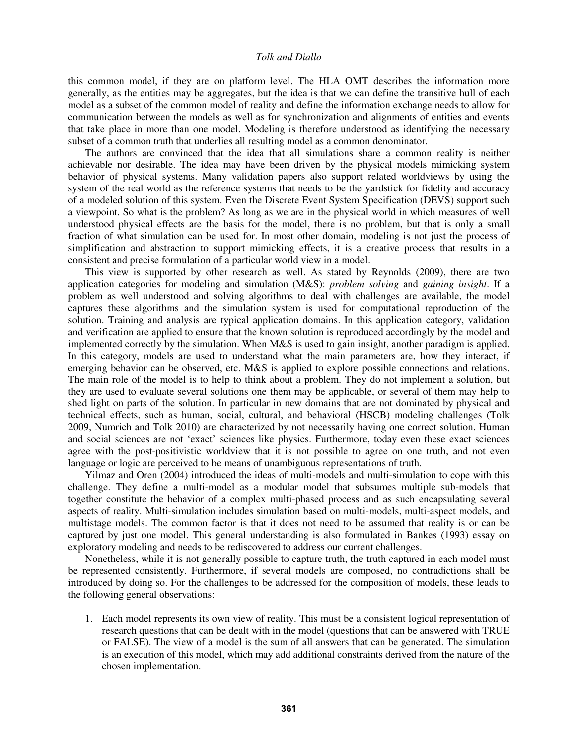this common model, if they are on platform level. The HLA OMT describes the information more generally, as the entities may be aggregates, but the idea is that we can define the transitive hull of each model as a subset of the common model of reality and define the information exchange needs to allow for communication between the models as well as for synchronization and alignments of entities and events that take place in more than one model. Modeling is therefore understood as identifying the necessary subset of a common truth that underlies all resulting model as a common denominator.

The authors are convinced that the idea that all simulations share a common reality is neither achievable nor desirable. The idea may have been driven by the physical models mimicking system behavior of physical systems. Many validation papers also support related worldviews by using the system of the real world as the reference systems that needs to be the yardstick for fidelity and accuracy of a modeled solution of this system. Even the Discrete Event System Specification (DEVS) support such a viewpoint. So what is the problem? As long as we are in the physical world in which measures of well understood physical effects are the basis for the model, there is no problem, but that is only a small fraction of what simulation can be used for. In most other domain, modeling is not just the process of simplification and abstraction to support mimicking effects, it is a creative process that results in a consistent and precise formulation of a particular world view in a model.

This view is supported by other research as well. As stated by Reynolds (2009), there are two application categories for modeling and simulation (M&S): *problem solving* and *gaining insight*. If a problem as well understood and solving algorithms to deal with challenges are available, the model captures these algorithms and the simulation system is used for computational reproduction of the solution. Training and analysis are typical application domains. In this application category, validation and verification are applied to ensure that the known solution is reproduced accordingly by the model and implemented correctly by the simulation. When M&S is used to gain insight, another paradigm is applied. In this category, models are used to understand what the main parameters are, how they interact, if emerging behavior can be observed, etc. M&S is applied to explore possible connections and relations. The main role of the model is to help to think about a problem. They do not implement a solution, but they are used to evaluate several solutions one them may be applicable, or several of them may help to shed light on parts of the solution. In particular in new domains that are not dominated by physical and technical effects, such as human, social, cultural, and behavioral (HSCB) modeling challenges (Tolk 2009, Numrich and Tolk 2010) are characterized by not necessarily having one correct solution. Human and social sciences are not 'exact' sciences like physics. Furthermore, today even these exact sciences agree with the post-positivistic worldview that it is not possible to agree on one truth, and not even language or logic are perceived to be means of unambiguous representations of truth.

Yilmaz and Oren (2004) introduced the ideas of multi-models and multi-simulation to cope with this challenge. They define a multi-model as a modular model that subsumes multiple sub-models that together constitute the behavior of a complex multi-phased process and as such encapsulating several aspects of reality. Multi-simulation includes simulation based on multi-models, multi-aspect models, and multistage models. The common factor is that it does not need to be assumed that reality is or can be captured by just one model. This general understanding is also formulated in Bankes (1993) essay on exploratory modeling and needs to be rediscovered to address our current challenges.

Nonetheless, while it is not generally possible to capture truth, the truth captured in each model must be represented consistently. Furthermore, if several models are composed, no contradictions shall be introduced by doing so. For the challenges to be addressed for the composition of models, these leads to the following general observations:

1. Each model represents its own view of reality. This must be a consistent logical representation of research questions that can be dealt with in the model (questions that can be answered with TRUE or FALSE). The view of a model is the sum of all answers that can be generated. The simulation is an execution of this model, which may add additional constraints derived from the nature of the chosen implementation.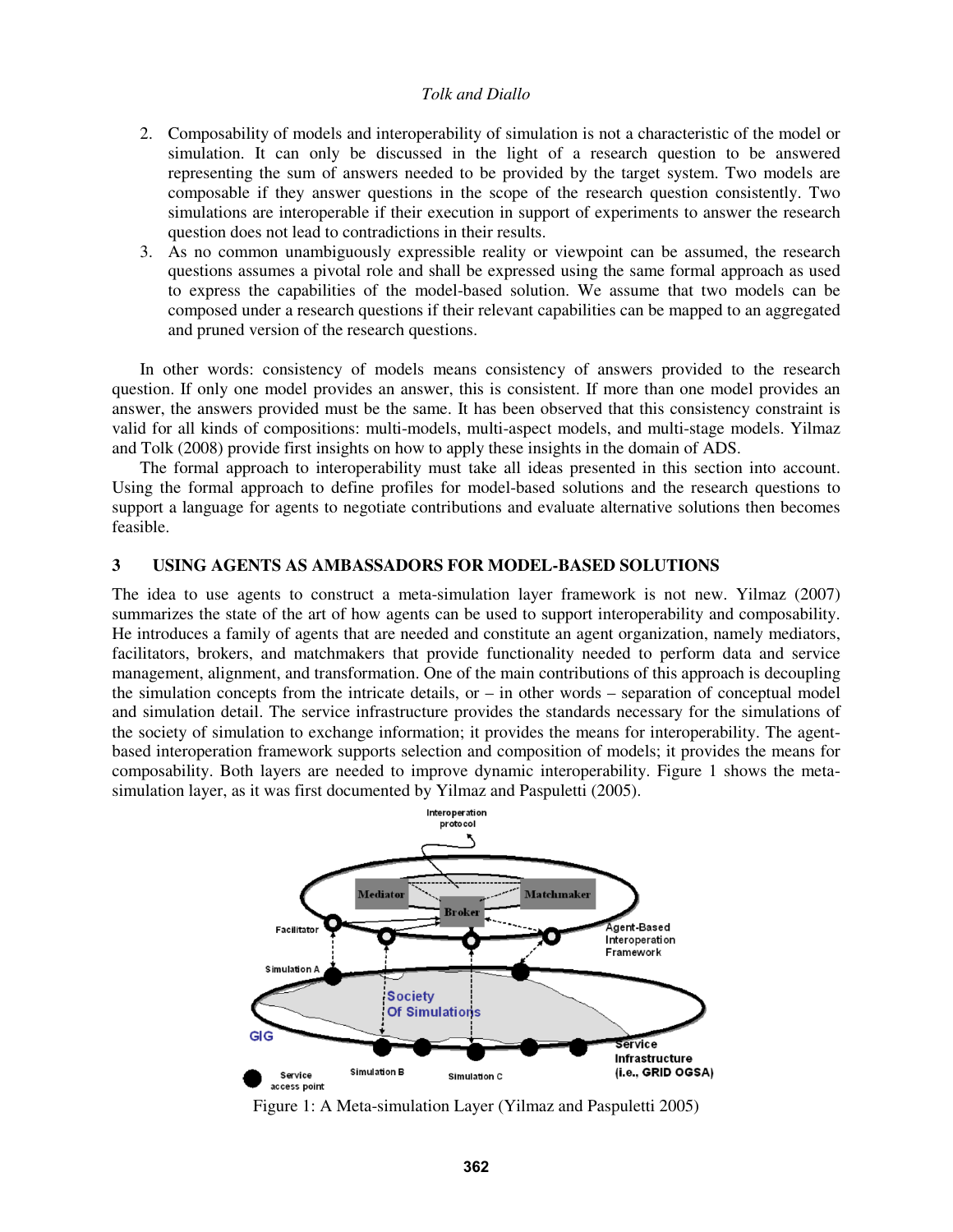2. Composability of models and interoperability of simulation is not a characteristic of the model or simulation. It can only be discussed in the light of a research question to be answered representing the sum of answers needed to be provided by the target system. Two models are composable if they answer questions in the scope of the research question consistently. Two simulations are interoperable if their execution in support of experiments to answer the research question does not lead to contradictions in their results.
3. As no common unambiguously expressible reality or viewpoint can be assumed, the research questions assumes a pivotal role and shall be expressed using the same formal approach as used to express the capabilities of the model-based solution. We assume that two models can be composed under a research questions if their relevant capabilities can be mapped to an aggregated and pruned version of the research questions.

In other words: consistency of models means consistency of answers provided to the research question. If only one model provides an answer, this is consistent. If more than one model provides an answer, the answers provided must be the same. It has been observed that this consistency constraint is valid for all kinds of compositions: multi-models, multi-aspect models, and multi-stage models. Yilmaz and Tolk (2008) provide first insights on how to apply these insights in the domain of ADS.

The formal approach to interoperability must take all ideas presented in this section into account. Using the formal approach to define profiles for model-based solutions and the research questions to support a language for agents to negotiate contributions and evaluate alternative solutions then becomes feasible.

## 3 USING AGENTS AS AMBASSADORS FOR MODEL-BASED SOLUTIONS

The idea to use agents to construct a meta-simulation layer framework is not new. Yilmaz (2007) summarizes the state of the art of how agents can be used to support interoperability and composability. He introduces a family of agents that are needed and constitute an agent organization, namely mediators, facilitators, brokers, and matchmakers that provide functionality needed to perform data and service management, alignment, and transformation. One of the main contributions of this approach is decoupling the simulation concepts from the intricate details, or – in other words – separation of conceptual model and simulation detail. The service infrastructure provides the standards necessary for the simulations of the society of simulation to exchange information; it provides the means for interoperability. The agent-based interoperation framework supports selection and composition of models; it provides the means for composability. Both layers are needed to improve dynamic interoperability. Figure 1 shows the meta-simulation layer, as it was first documented by Yilmaz and Paspuletti (2005).

Interoperation protocol
Mediator
Matchmaker
Broker
Facilitator
Agent-Based Interoperation Framework
Simulation A
Society Of Simulations
GIG
Service Infrastructure (i.e., GRID OGSA)
Service access point
Simulation B
Simulation C

Figure 1: A Meta-simulation Layer (Yilmaz and Paspuletti 2005)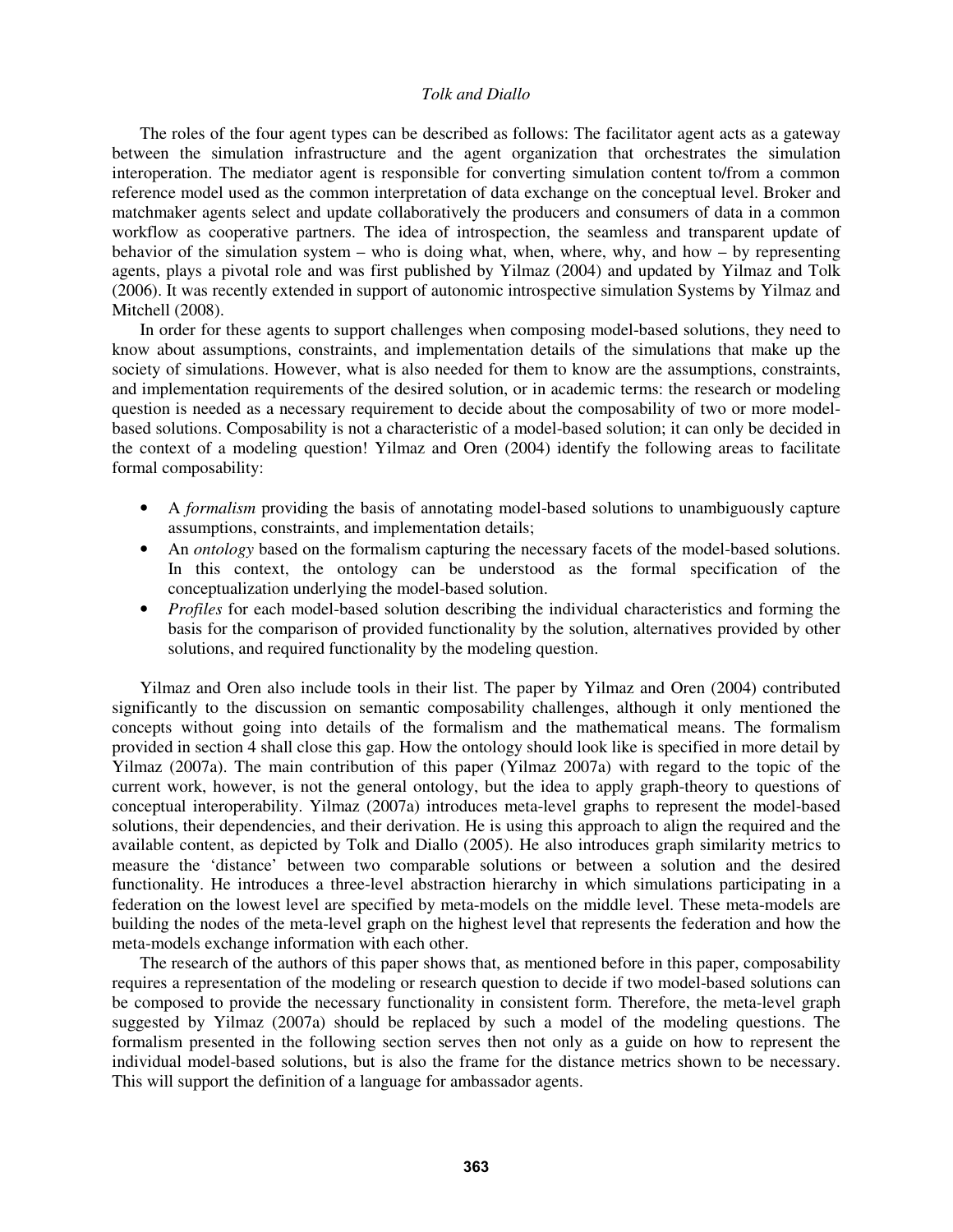The roles of the four agent types can be described as follows: The facilitator agent acts as a gateway between the simulation infrastructure and the agent organization that orchestrates the simulation interoperation. The mediator agent is responsible for converting simulation content to/from a common reference model used as the common interpretation of data exchange on the conceptual level. Broker and matchmaker agents select and update collaboratively the producers and consumers of data in a common workflow as cooperative partners. The idea of introspection, the seamless and transparent update of behavior of the simulation system – who is doing what, when, where, why, and how – by representing agents, plays a pivotal role and was first published by Yilmaz (2004) and updated by Yilmaz and Tolk (2006). It was recently extended in support of autonomic introspective simulation Systems by Yilmaz and Mitchell (2008).

In order for these agents to support challenges when composing model-based solutions, they need to know about assumptions, constraints, and implementation details of the simulations that make up the society of simulations. However, what is also needed for them to know are the assumptions, constraints, and implementation requirements of the desired solution, or in academic terms: the research or modeling question is needed as a necessary requirement to decide about the composability of two or more model-based solutions. Composability is not a characteristic of a model-based solution; it can only be decided in the context of a modeling question! Yilmaz and Oren (2004) identify the following areas to facilitate formal composability:

- A *formalism* providing the basis of annotating model-based solutions to unambiguously capture assumptions, constraints, and implementation details;
- An *ontology* based on the formalism capturing the necessary facets of the model-based solutions. In this context, the ontology can be understood as the formal specification of the conceptualization underlying the model-based solution.
- *Profiles* for each model-based solution describing the individual characteristics and forming the basis for the comparison of provided functionality by the solution, alternatives provided by other solutions, and required functionality by the modeling question.

Yilmaz and Oren also include tools in their list. The paper by Yilmaz and Oren (2004) contributed significantly to the discussion on semantic composability challenges, although it only mentioned the concepts without going into details of the formalism and the mathematical means. The formalism provided in section 4 shall close this gap. How the ontology should look like is specified in more detail by Yilmaz (2007a). The main contribution of this paper (Yilmaz 2007a) with regard to the topic of the current work, however, is not the general ontology, but the idea to apply graph-theory to questions of conceptual interoperability. Yilmaz (2007a) introduces meta-level graphs to represent the model-based solutions, their dependencies, and their derivation. He is using this approach to align the required and the available content, as depicted by Tolk and Diallo (2005). He also introduces graph similarity metrics to measure the 'distance' between two comparable solutions or between a solution and the desired functionality. He introduces a three-level abstraction hierarchy in which simulations participating in a federation on the lowest level are specified by meta-models on the middle level. These meta-models are building the nodes of the meta-level graph on the highest level that represents the federation and how the meta-models exchange information with each other.

The research of the authors of this paper shows that, as mentioned before in this paper, composability requires a representation of the modeling or research question to decide if two model-based solutions can be composed to provide the necessary functionality in consistent form. Therefore, the meta-level graph suggested by Yilmaz (2007a) should be replaced by such a model of the modeling questions. The formalism presented in the following section serves then not only as a guide on how to represent the individual model-based solutions, but is also the frame for the distance metrics shown to be necessary. This will support the definition of a language for ambassador agents.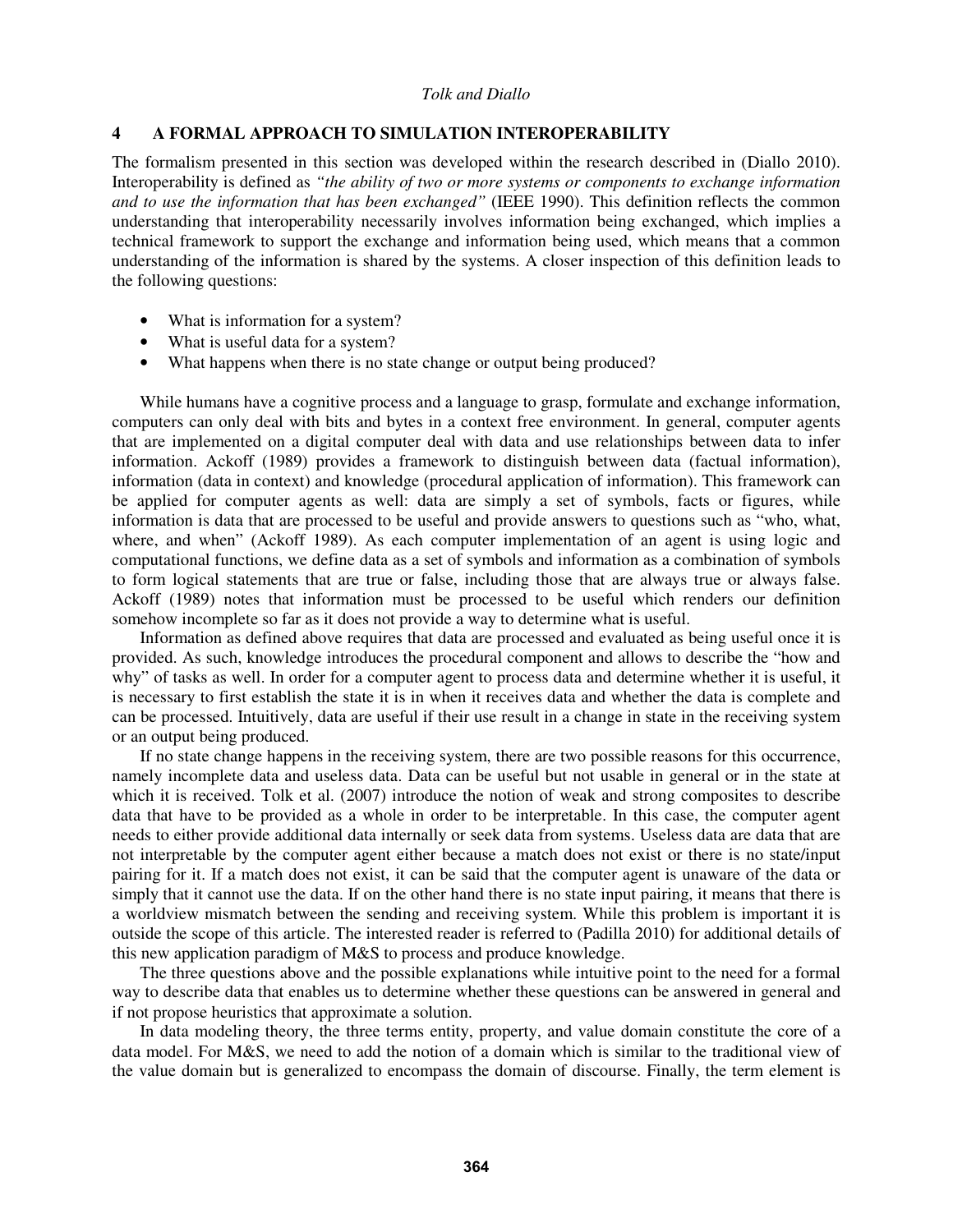## 4 A FORMAL APPROACH TO SIMULATION INTEROPERABILITY

The formalism presented in this section was developed within the research described in (Diallo 2010). Interoperability is defined as *"the ability of two or more systems or components to exchange information and to use the information that has been exchanged"* (IEEE 1990). This definition reflects the common understanding that interoperability necessarily involves information being exchanged, which implies a technical framework to support the exchange and information being used, which means that a common understanding of the information is shared by the systems. A closer inspection of this definition leads to the following questions:

- What is information for a system?
- What is useful data for a system?
- What happens when there is no state change or output being produced?

While humans have a cognitive process and a language to grasp, formulate and exchange information, computers can only deal with bits and bytes in a context free environment. In general, computer agents that are implemented on a digital computer deal with data and use relationships between data to infer information. Ackoff (1989) provides a framework to distinguish between data (factual information), information (data in context) and knowledge (procedural application of information). This framework can be applied for computer agents as well: data are simply a set of symbols, facts or figures, while information is data that are processed to be useful and provide answers to questions such as "who, what, where, and when" (Ackoff 1989). As each computer implementation of an agent is using logic and computational functions, we define data as a set of symbols and information as a combination of symbols to form logical statements that are true or false, including those that are always true or always false. Ackoff (1989) notes that information must be processed to be useful which renders our definition somehow incomplete so far as it does not provide a way to determine what is useful.

Information as defined above requires that data are processed and evaluated as being useful once it is provided. As such, knowledge introduces the procedural component and allows to describe the "how and why" of tasks as well. In order for a computer agent to process data and determine whether it is useful, it is necessary to first establish the state it is in when it receives data and whether the data is complete and can be processed. Intuitively, data are useful if their use result in a change in state in the receiving system or an output being produced.

If no state change happens in the receiving system, there are two possible reasons for this occurrence, namely incomplete data and useless data. Data can be useful but not usable in general or in the state at which it is received. Tolk et al. (2007) introduce the notion of weak and strong composites to describe data that have to be provided as a whole in order to be interpretable. In this case, the computer agent needs to either provide additional data internally or seek data from systems. Useless data are data that are not interpretable by the computer agent either because a match does not exist or there is no state/input pairing for it. If a match does not exist, it can be said that the computer agent is unaware of the data or simply that it cannot use the data. If on the other hand there is no state input pairing, it means that there is a worldview mismatch between the sending and receiving system. While this problem is important it is outside the scope of this article. The interested reader is referred to (Padilla 2010) for additional details of this new application paradigm of M&S to process and produce knowledge.

The three questions above and the possible explanations while intuitive point to the need for a formal way to describe data that enables us to determine whether these questions can be answered in general and if not propose heuristics that approximate a solution.

In data modeling theory, the three terms entity, property, and value domain constitute the core of a data model. For M&S, we need to add the notion of a domain which is similar to the traditional view of the value domain but is generalized to encompass the domain of discourse. Finally, the term element is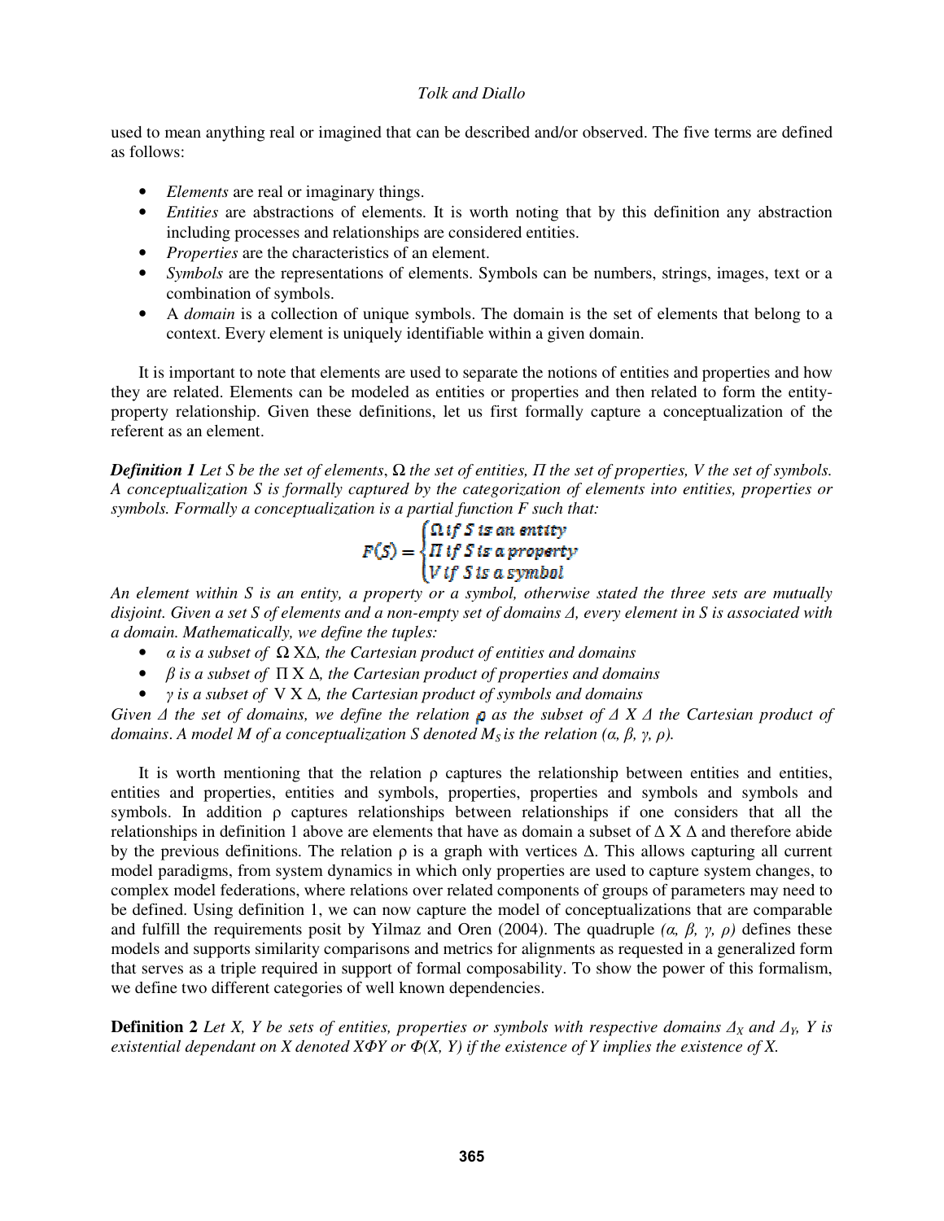used to mean anything real or imagined that can be described and/or observed. The five terms are defined as follows:

- *Elements* are real or imaginary things.
- *Entities* are abstractions of elements. It is worth noting that by this definition any abstraction including processes and relationships are considered entities.
- *Properties* are the characteristics of an element.
- *Symbols* are the representations of elements. Symbols can be numbers, strings, images, text or a combination of symbols.
- A *domain* is a collection of unique symbols. The domain is the set of elements that belong to a context. Every element is uniquely identifiable within a given domain.

It is important to note that elements are used to separate the notions of entities and properties and how they are related. Elements can be modeled as entities or properties and then related to form the entity-property relationship. Given these definitions, let us first formally capture a conceptualization of the referent as an element.

***Definition 1*** *Let S be the set of elements, Ω the set of entities, Π the set of properties, V the set of symbols. A conceptualization S is formally captured by the categorization of elements into entities, properties or symbols. Formally a conceptualization is a partial function F such that:*

$$F(S) = \begin{cases} \Omega \text{ if } S \text{ is an entity} \\ \Pi \text{ if } S \text{ is a property} \\ V \text{ if } S \text{ is a symbol} \end{cases}$$

*An element within S is an entity, a property or a symbol, otherwise stated the three sets are mutually disjoint. Given a set S of elements and a non-empty set of domains Δ, every element in S is associated with a domain. Mathematically, we define the tuples:*

- *α is a subset of* $\Omega \times \Delta$*, the Cartesian product of entities and domains*
- *β is a subset of* $\Pi \times \Delta$*, the Cartesian product of properties and domains*
- *γ is a subset of* $V \times \Delta$*, the Cartesian product of symbols and domains*

*Given Δ the set of domains, we define the relation ρ as the subset of Δ X Δ the Cartesian product of domains. A model M of a conceptualization S denoted* $M_S$ *is the relation (α, β, γ, ρ).*

It is worth mentioning that the relation ρ captures the relationship between entities and entities, entities and properties, entities and symbols, properties, properties and symbols and symbols and symbols. In addition ρ captures relationships between relationships if one considers that all the relationships in definition 1 above are elements that have as domain a subset of $\Delta \times \Delta$ and therefore abide by the previous definitions. The relation ρ is a graph with vertices Δ. This allows capturing all current model paradigms, from system dynamics in which only properties are used to capture system changes, to complex model federations, where relations over related components of groups of parameters may need to be defined. Using definition 1, we can now capture the model of conceptualizations that are comparable and fulfill the requirements posit by Yilmaz and Oren (2004). The quadruple *(α, β, γ, ρ)* defines these models and supports similarity comparisons and metrics for alignments as requested in a generalized form that serves as a triple required in support of formal composability. To show the power of this formalism, we define two different categories of well known dependencies.

**Definition 2** *Let X, Y be sets of entities, properties or symbols with respective domains* $\Delta_X$ *and* $\Delta_Y$*, Y is existential dependant on X denoted XΦY or Φ(X, Y) if the existence of Y implies the existence of X.*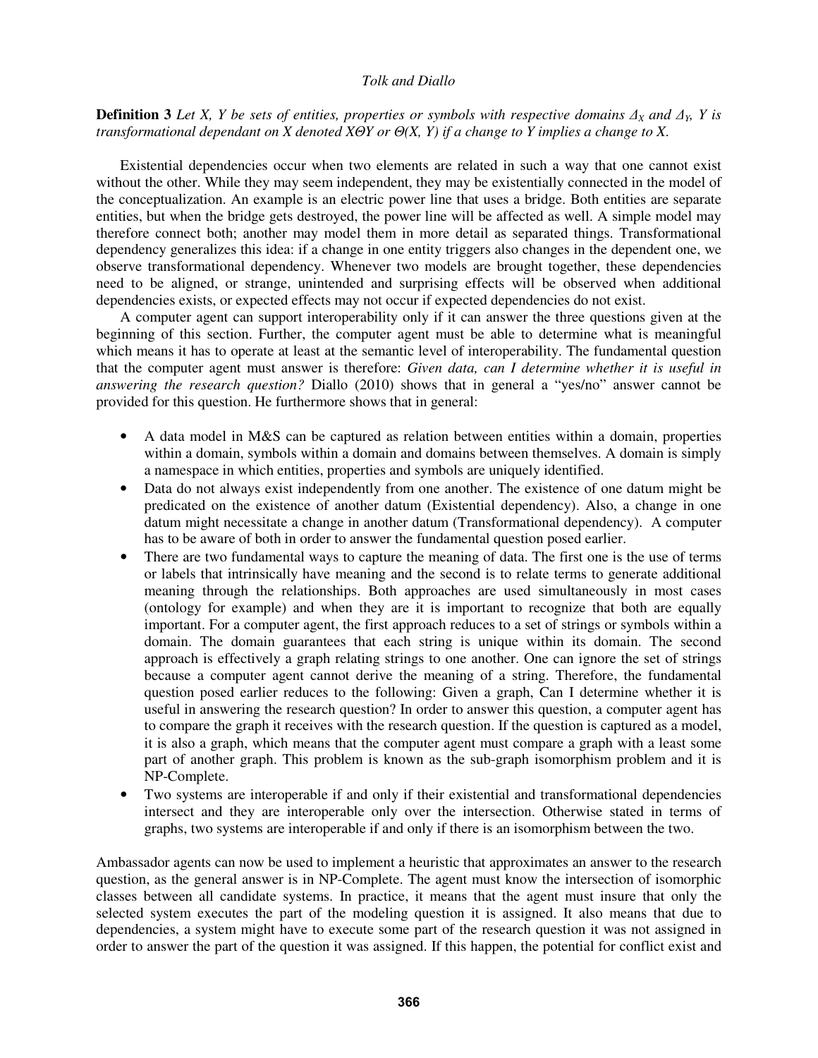**Definition 3** *Let X, Y be sets of entities, properties or symbols with respective domains $\Delta_X$ and $\Delta_Y$, Y is transformational dependant on X denoted $X\Theta Y$ or $\Theta(X, Y)$ if a change to Y implies a change to X.*

Existential dependencies occur when two elements are related in such a way that one cannot exist without the other. While they may seem independent, they may be existentially connected in the model of the conceptualization. An example is an electric power line that uses a bridge. Both entities are separate entities, but when the bridge gets destroyed, the power line will be affected as well. A simple model may therefore connect both; another may model them in more detail as separated things. Transformational dependency generalizes this idea: if a change in one entity triggers also changes in the dependent one, we observe transformational dependency. Whenever two models are brought together, these dependencies need to be aligned, or strange, unintended and surprising effects will be observed when additional dependencies exists, or expected effects may not occur if expected dependencies do not exist.

A computer agent can support interoperability only if it can answer the three questions given at the beginning of this section. Further, the computer agent must be able to determine what is meaningful which means it has to operate at least at the semantic level of interoperability. The fundamental question that the computer agent must answer is therefore: *Given data, can I determine whether it is useful in answering the research question?* Diallo (2010) shows that in general a "yes/no" answer cannot be provided for this question. He furthermore shows that in general:

- A data model in M&S can be captured as relation between entities within a domain, properties within a domain, symbols within a domain and domains between themselves. A domain is simply a namespace in which entities, properties and symbols are uniquely identified.
- Data do not always exist independently from one another. The existence of one datum might be predicated on the existence of another datum (Existential dependency). Also, a change in one datum might necessitate a change in another datum (Transformational dependency). A computer has to be aware of both in order to answer the fundamental question posed earlier.
- There are two fundamental ways to capture the meaning of data. The first one is the use of terms or labels that intrinsically have meaning and the second is to relate terms to generate additional meaning through the relationships. Both approaches are used simultaneously in most cases (ontology for example) and when they are it is important to recognize that both are equally important. For a computer agent, the first approach reduces to a set of strings or symbols within a domain. The domain guarantees that each string is unique within its domain. The second approach is effectively a graph relating strings to one another. One can ignore the set of strings because a computer agent cannot derive the meaning of a string. Therefore, the fundamental question posed earlier reduces to the following: Given a graph, Can I determine whether it is useful in answering the research question? In order to answer this question, a computer agent has to compare the graph it receives with the research question. If the question is captured as a model, it is also a graph, which means that the computer agent must compare a graph with a least some part of another graph. This problem is known as the sub-graph isomorphism problem and it is NP-Complete.
- Two systems are interoperable if and only if their existential and transformational dependencies intersect and they are interoperable only over the intersection. Otherwise stated in terms of graphs, two systems are interoperable if and only if there is an isomorphism between the two.

Ambassador agents can now be used to implement a heuristic that approximates an answer to the research question, as the general answer is in NP-Complete. The agent must know the intersection of isomorphic classes between all candidate systems. In practice, it means that the agent must insure that only the selected system executes the part of the modeling question it is assigned. It also means that due to dependencies, a system might have to execute some part of the research question it was not assigned in order to answer the part of the question it was assigned. If this happen, the potential for conflict exist and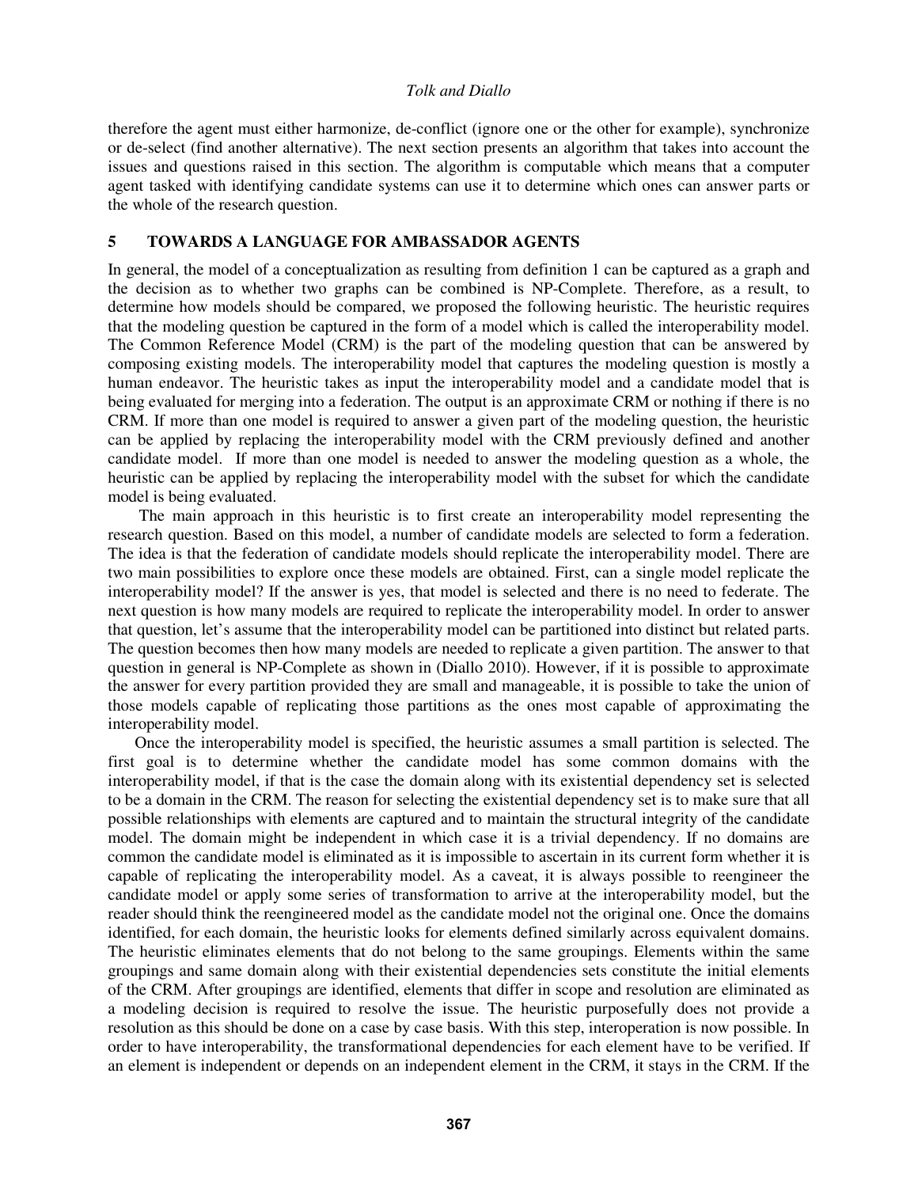therefore the agent must either harmonize, de-conflict (ignore one or the other for example), synchronize or de-select (find another alternative). The next section presents an algorithm that takes into account the issues and questions raised in this section. The algorithm is computable which means that a computer agent tasked with identifying candidate systems can use it to determine which ones can answer parts or the whole of the research question.

## 5 TOWARDS A LANGUAGE FOR AMBASSADOR AGENTS

In general, the model of a conceptualization as resulting from definition 1 can be captured as a graph and the decision as to whether two graphs can be combined is NP-Complete. Therefore, as a result, to determine how models should be compared, we proposed the following heuristic. The heuristic requires that the modeling question be captured in the form of a model which is called the interoperability model. The Common Reference Model (CRM) is the part of the modeling question that can be answered by composing existing models. The interoperability model that captures the modeling question is mostly a human endeavor. The heuristic takes as input the interoperability model and a candidate model that is being evaluated for merging into a federation. The output is an approximate CRM or nothing if there is no CRM. If more than one model is required to answer a given part of the modeling question, the heuristic can be applied by replacing the interoperability model with the CRM previously defined and another candidate model. If more than one model is needed to answer the modeling question as a whole, the heuristic can be applied by replacing the interoperability model with the subset for which the candidate model is being evaluated.

The main approach in this heuristic is to first create an interoperability model representing the research question. Based on this model, a number of candidate models are selected to form a federation. The idea is that the federation of candidate models should replicate the interoperability model. There are two main possibilities to explore once these models are obtained. First, can a single model replicate the interoperability model? If the answer is yes, that model is selected and there is no need to federate. The next question is how many models are required to replicate the interoperability model. In order to answer that question, let's assume that the interoperability model can be partitioned into distinct but related parts. The question becomes then how many models are needed to replicate a given partition. The answer to that question in general is NP-Complete as shown in (Diallo 2010). However, if it is possible to approximate the answer for every partition provided they are small and manageable, it is possible to take the union of those models capable of replicating those partitions as the ones most capable of approximating the interoperability model.

Once the interoperability model is specified, the heuristic assumes a small partition is selected. The first goal is to determine whether the candidate model has some common domains with the interoperability model, if that is the case the domain along with its existential dependency set is selected to be a domain in the CRM. The reason for selecting the existential dependency set is to make sure that all possible relationships with elements are captured and to maintain the structural integrity of the candidate model. The domain might be independent in which case it is a trivial dependency. If no domains are common the candidate model is eliminated as it is impossible to ascertain in its current form whether it is capable of replicating the interoperability model. As a caveat, it is always possible to reengineer the candidate model or apply some series of transformation to arrive at the interoperability model, but the reader should think the reengineered model as the candidate model not the original one. Once the domains identified, for each domain, the heuristic looks for elements defined similarly across equivalent domains. The heuristic eliminates elements that do not belong to the same groupings. Elements within the same groupings and same domain along with their existential dependencies sets constitute the initial elements of the CRM. After groupings are identified, elements that differ in scope and resolution are eliminated as a modeling decision is required to resolve the issue. The heuristic purposefully does not provide a resolution as this should be done on a case by case basis. With this step, interoperation is now possible. In order to have interoperability, the transformational dependencies for each element have to be verified. If an element is independent or depends on an independent element in the CRM, it stays in the CRM. If the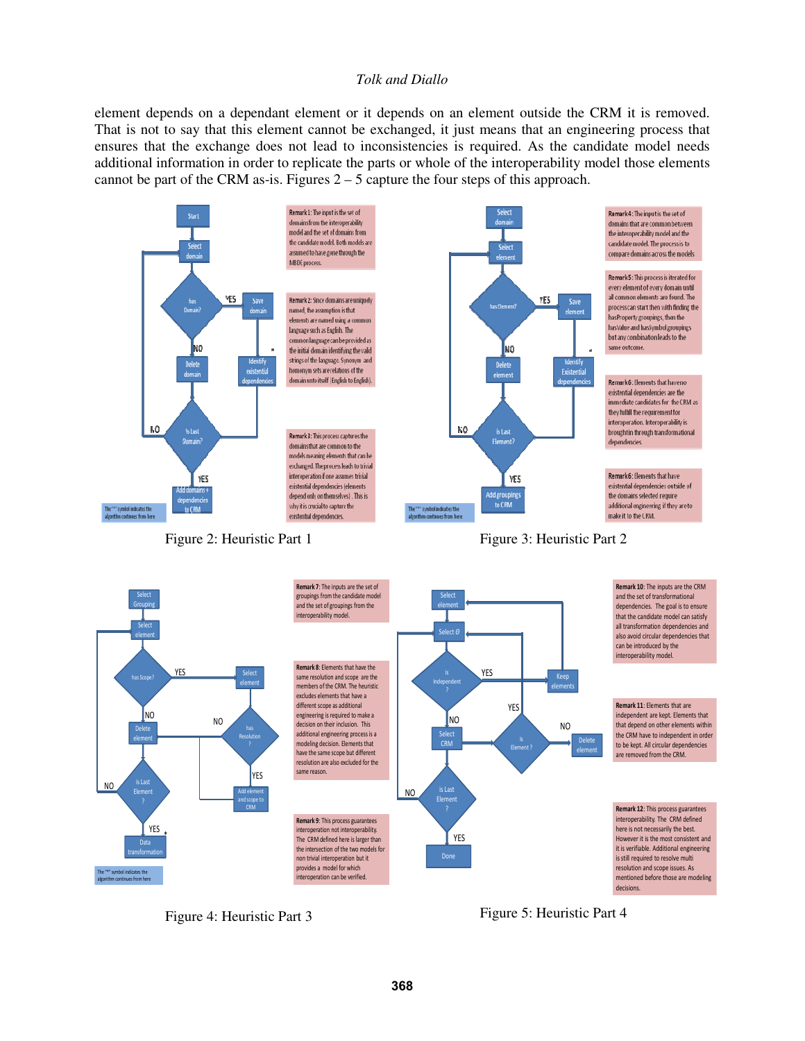element depends on a dependant element or it depends on an element outside the CRM it is removed. That is not to say that this element cannot be exchanged, it just means that an engineering process that ensures that the exchange does not lead to inconsistencies is required. As the candidate model needs additional information in order to replicate the parts or whole of the interoperability model those elements cannot be part of the CRM as-is. Figures 2 – 5 capture the four steps of this approach.

Remark 1: The input is the set of domains from the interoperability model and the set of domains from the candidate model. Both models are assumed to have gone through the MBDE process.

Remark 2: Since domains are uniquely named, the assumption is that elements are named using a common language such as English. The common language can be provided as the initial domain identifying the valid strings of the language. Synonym and homonym sets are relations of the domain unto itself (English to English).

Remark 3: This process captures the domains that are common to the models meaning elements that can be exchanged. The process leads to trivial interoperation if one assumes trivial existential dependencies (elements depend only on themselves). This is why it is crucial to capture the existential dependencies.

The "*" symbol indicates the algorithm continues from here

Figure 2: Heuristic Part 1

Remark 4: The input is the set of domains that are common between the interoperability model and the candidate model. The process is to compare domains across the models

Remark 5: This process is iterated for every element of every domain until all common elements are found. The process can start then with finding the hasProperty groupings, then the hasValue and hasSymbol groupings but any combination leads to the same outcome.

Remark 6: Elements that have no existential dependencies are the immediate candidates for the CRM as they fulfill the requirement for interoperation. Interoperability is brought in through transformational dependencies.

Remark 6: Elements that have existential dependencies outside of the domains selected require additional engineering if they are to make it to the CRM.

The "*" symbol indicates the algorithm continues from here

Figure 3: Heuristic Part 2

Remark 7: The inputs are the set of groupings from the candidate model and the set of groupings from the interoperability model.

Remark 8: Elements that have the same resolution and scope are the members of the CRM. The heuristic excludes elements that have a different scope as additional engineering is required to make a decision on their inclusion. This additional engineering process is a modeling decision. Elements that have the same scope but different resolution are also excluded for the same reason.

Remark 9: This process guarantees interoperation not interoperability. The CRM defined here is larger than the intersection of the two models for non trivial interoperation but it provides a model for which interoperation can be verified.

The "*" symbol indicates the algorithm continues from here

Figure 4: Heuristic Part 3

Remark 10: The inputs are the CRM and the set of transformational dependencies. The goal is to ensure that the candidate model can satisfy all transformation dependencies and also avoid circular dependencies that can be introduced by the interoperability model.

Remark 11: Elements that are independent are kept. Elements that that depend on other elements within the CRM have to independent in order to be kept. All circular dependencies are removed from the CRM.

Remark 12: This process guarantees interoperability. The CRM defined here is not necessarily the best. However it is the most consistent and it is verifiable. Additional engineering is still required to resolve multi resolution and scope issues. As mentioned before those are modeling decisions.

Figure 5: Heuristic Part 4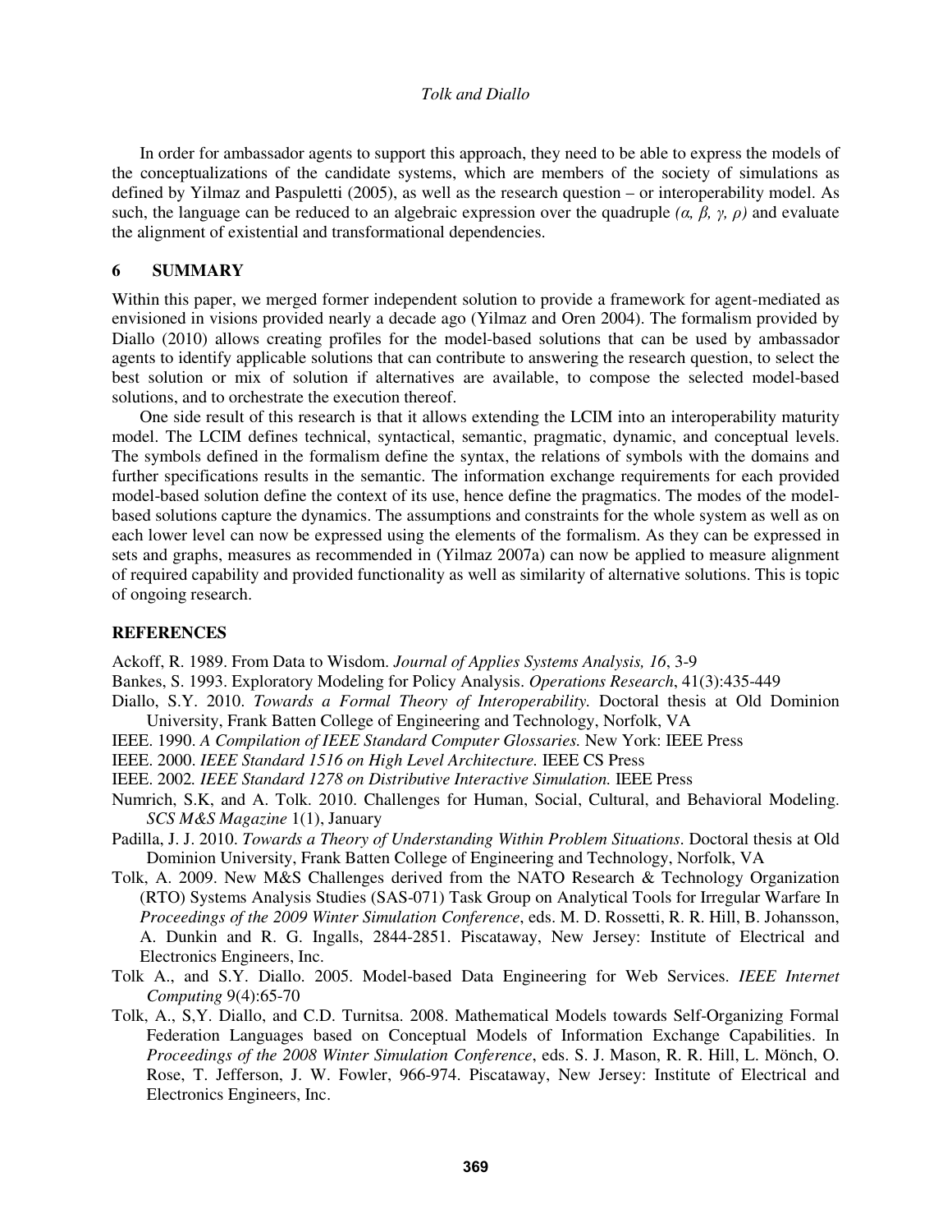In order for ambassador agents to support this approach, they need to be able to express the models of the conceptualizations of the candidate systems, which are members of the society of simulations as defined by Yilmaz and Paspuletti (2005), as well as the research question – or interoperability model. As such, the language can be reduced to an algebraic expression over the quadruple *(α, β, γ, ρ)* and evaluate the alignment of existential and transformational dependencies.

## 6 SUMMARY

Within this paper, we merged former independent solution to provide a framework for agent-mediated as envisioned in visions provided nearly a decade ago (Yilmaz and Oren 2004). The formalism provided by Diallo (2010) allows creating profiles for the model-based solutions that can be used by ambassador agents to identify applicable solutions that can contribute to answering the research question, to select the best solution or mix of solution if alternatives are available, to compose the selected model-based solutions, and to orchestrate the execution thereof.

One side result of this research is that it allows extending the LCIM into an interoperability maturity model. The LCIM defines technical, syntactical, semantic, pragmatic, dynamic, and conceptual levels. The symbols defined in the formalism define the syntax, the relations of symbols with the domains and further specifications results in the semantic. The information exchange requirements for each provided model-based solution define the context of its use, hence define the pragmatics. The modes of the model-based solutions capture the dynamics. The assumptions and constraints for the whole system as well as on each lower level can now be expressed using the elements of the formalism. As they can be expressed in sets and graphs, measures as recommended in (Yilmaz 2007a) can now be applied to measure alignment of required capability and provided functionality as well as similarity of alternative solutions. This is topic of ongoing research.

## REFERENCES

Ackoff, R. 1989. From Data to Wisdom. *Journal of Applies Systems Analysis, 16*, 3-9

Bankes, S. 1993. Exploratory Modeling for Policy Analysis. *Operations Research*, 41(3):435-449

Diallo, S.Y. 2010. *Towards a Formal Theory of Interoperability.* Doctoral thesis at Old Dominion University, Frank Batten College of Engineering and Technology, Norfolk, VA

IEEE. 1990. *A Compilation of IEEE Standard Computer Glossaries.* New York: IEEE Press

IEEE. 2000. *IEEE Standard 1516 on High Level Architecture.* IEEE CS Press

IEEE. 2002. *IEEE Standard 1278 on Distributive Interactive Simulation.* IEEE Press

Numrich, S.K, and A. Tolk. 2010. Challenges for Human, Social, Cultural, and Behavioral Modeling. *SCS M&S Magazine* 1(1), January

Padilla, J. J. 2010. *Towards a Theory of Understanding Within Problem Situations*. Doctoral thesis at Old Dominion University, Frank Batten College of Engineering and Technology, Norfolk, VA

Tolk, A. 2009. New M&S Challenges derived from the NATO Research & Technology Organization (RTO) Systems Analysis Studies (SAS-071) Task Group on Analytical Tools for Irregular Warfare In *Proceedings of the 2009 Winter Simulation Conference*, eds. M. D. Rossetti, R. R. Hill, B. Johansson, A. Dunkin and R. G. Ingalls, 2844-2851. Piscataway, New Jersey: Institute of Electrical and Electronics Engineers, Inc.

Tolk A., and S.Y. Diallo. 2005. Model-based Data Engineering for Web Services. *IEEE Internet Computing* 9(4):65-70

Tolk, A., S,Y. Diallo, and C.D. Turnitsa. 2008. Mathematical Models towards Self-Organizing Formal Federation Languages based on Conceptual Models of Information Exchange Capabilities. In *Proceedings of the 2008 Winter Simulation Conference*, eds. S. J. Mason, R. R. Hill, L. Mönch, O. Rose, T. Jefferson, J. W. Fowler, 966-974. Piscataway, New Jersey: Institute of Electrical and Electronics Engineers, Inc.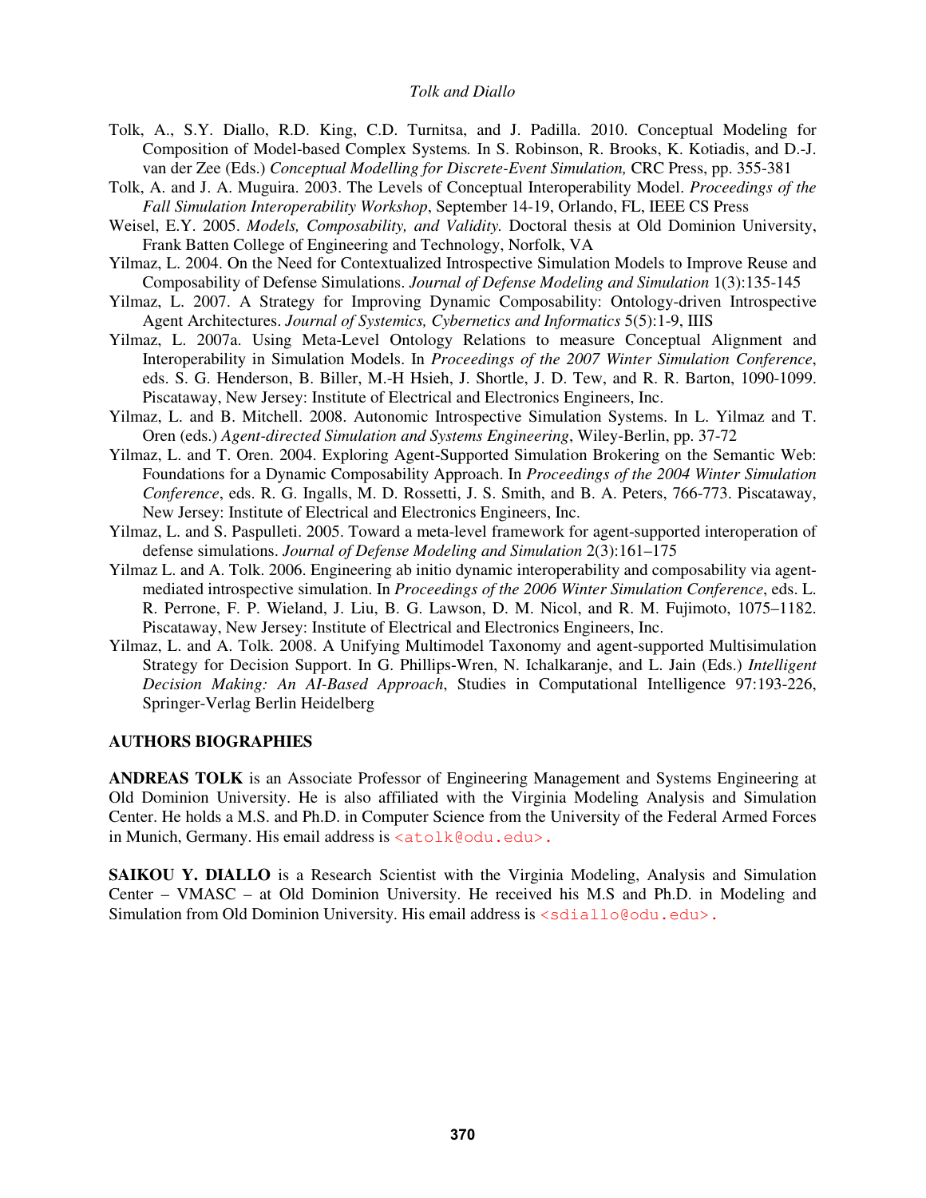Tolk, A., S.Y. Diallo, R.D. King, C.D. Turnitsa, and J. Padilla. 2010. Conceptual Modeling for Composition of Model-based Complex Systems. In S. Robinson, R. Brooks, K. Kotiadis, and D.-J. van der Zee (Eds.) *Conceptual Modelling for Discrete-Event Simulation,* CRC Press, pp. 355-381

Tolk, A. and J. A. Muguira. 2003. The Levels of Conceptual Interoperability Model. *Proceedings of the Fall Simulation Interoperability Workshop*, September 14-19, Orlando, FL, IEEE CS Press

Weisel, E.Y. 2005. *Models, Composability, and Validity.* Doctoral thesis at Old Dominion University, Frank Batten College of Engineering and Technology, Norfolk, VA

Yilmaz, L. 2004. On the Need for Contextualized Introspective Simulation Models to Improve Reuse and Composability of Defense Simulations. *Journal of Defense Modeling and Simulation* 1(3):135-145

Yilmaz, L. 2007. A Strategy for Improving Dynamic Composability: Ontology-driven Introspective Agent Architectures. *Journal of Systemics, Cybernetics and Informatics* 5(5):1-9, IIIS

Yilmaz, L. 2007a. Using Meta-Level Ontology Relations to measure Conceptual Alignment and Interoperability in Simulation Models. In *Proceedings of the 2007 Winter Simulation Conference*, eds. S. G. Henderson, B. Biller, M.-H Hsieh, J. Shortle, J. D. Tew, and R. R. Barton, 1090-1099. Piscataway, New Jersey: Institute of Electrical and Electronics Engineers, Inc.

Yilmaz, L. and B. Mitchell. 2008. Autonomic Introspective Simulation Systems. In L. Yilmaz and T. Oren (eds.) *Agent-directed Simulation and Systems Engineering*, Wiley-Berlin, pp. 37-72

Yilmaz, L. and T. Oren. 2004. Exploring Agent-Supported Simulation Brokering on the Semantic Web: Foundations for a Dynamic Composability Approach. In *Proceedings of the 2004 Winter Simulation Conference*, eds. R. G. Ingalls, M. D. Rossetti, J. S. Smith, and B. A. Peters, 766-773. Piscataway, New Jersey: Institute of Electrical and Electronics Engineers, Inc.

Yilmaz, L. and S. Paspulleti. 2005. Toward a meta-level framework for agent-supported interoperation of defense simulations. *Journal of Defense Modeling and Simulation* 2(3):161–175

Yilmaz L. and A. Tolk. 2006. Engineering ab initio dynamic interoperability and composability via agent-mediated introspective simulation. In *Proceedings of the 2006 Winter Simulation Conference*, eds. L. R. Perrone, F. P. Wieland, J. Liu, B. G. Lawson, D. M. Nicol, and R. M. Fujimoto, 1075–1182. Piscataway, New Jersey: Institute of Electrical and Electronics Engineers, Inc.

Yilmaz, L. and A. Tolk. 2008. A Unifying Multimodel Taxonomy and agent-supported Multisimulation Strategy for Decision Support. In G. Phillips-Wren, N. Ichalkaranje, and L. Jain (Eds.) *Intelligent Decision Making: An AI-Based Approach*, Studies in Computational Intelligence 97:193-226, Springer-Verlag Berlin Heidelberg

## AUTHORS BIOGRAPHIES

**ANDREAS TOLK** is an Associate Professor of Engineering Management and Systems Engineering at Old Dominion University. He is also affiliated with the Virginia Modeling Analysis and Simulation Center. He holds a M.S. and Ph.D. in Computer Science from the University of the Federal Armed Forces in Munich, Germany. His email address is <atolk@odu.edu>.

**SAIKOU Y. DIALLO** is a Research Scientist with the Virginia Modeling, Analysis and Simulation Center – VMASC – at Old Dominion University. He received his M.S and Ph.D. in Modeling and Simulation from Old Dominion University. His email address is <sdiallo@odu.edu>.